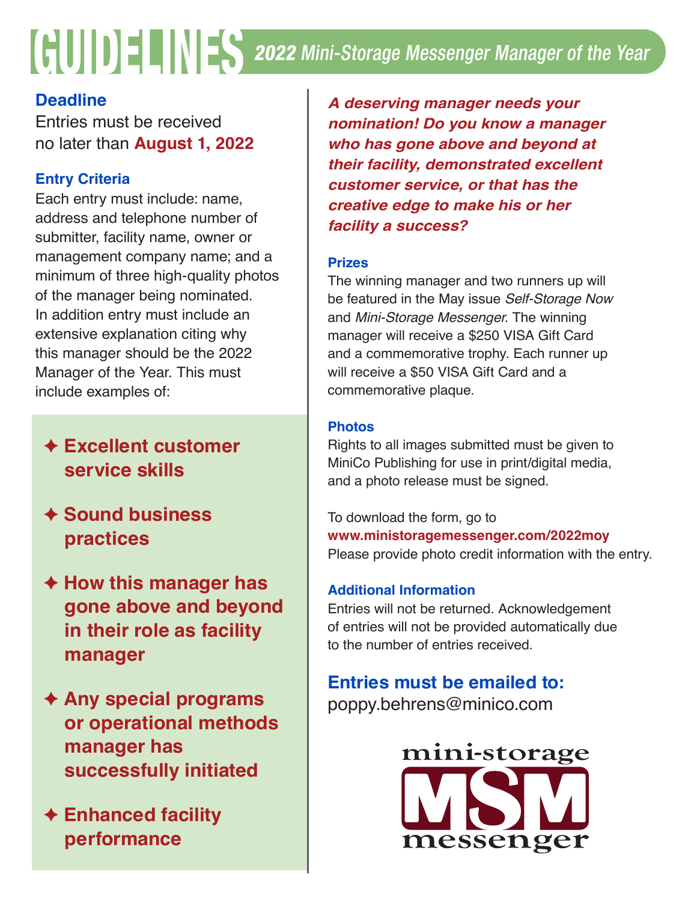# GUIDELINES *2022 Mini-Storage Messenger Manager of the Year*

## Deadline

Entries must be received no later than **August 1, 2022**

### Entry Criteria

Each entry must include: name, address and telephone number of submitter, facility name, owner or management company name; and a minimum of three high-quality photos of the manager being nominated. In addition entry must include an extensive explanation citing why this manager should be the 2022 Manager of the Year. This must include examples of:

- **Excellent customer service skills**
- **Sound business practices**
- **How this manager has gone above and beyond in their role as facility manager**
- **Any special programs or operational methods manager has successfully initiated**
- **Enhanced facility performance**

***A deserving manager needs your nomination! Do you know a manager who has gone above and beyond at their facility, demonstrated excellent customer service, or that has the creative edge to make his or her facility a success?***

### Prizes

The winning manager and two runners up will be featured in the May issue *Self-Storage Now* and *Mini-Storage Messenger.* The winning manager will receive a $250 VISA Gift Card and a commemorative trophy. Each runner up will receive a $50 VISA Gift Card and a commemorative plaque.

### Photos

Rights to all images submitted must be given to MiniCo Publishing for use in print/digital media, and a photo release must be signed.

To download the form, go to **www.ministoragemessenger.com/2022moy**
Please provide photo credit information with the entry.

### Additional Information

Entries will not be returned. Acknowledgement of entries will not be provided automatically due to the number of entries received.

## Entries must be emailed to:

poppy.behrens@minico.com

mini-storage MSM messenger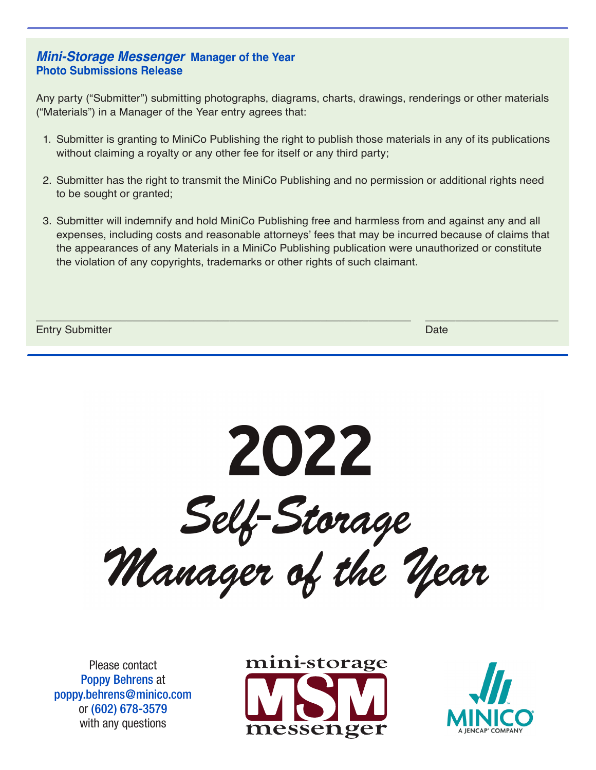***Mini-Storage Messenger*** **Manager of the Year**
**Photo Submissions Release**

Any party ("Submitter") submitting photographs, diagrams, charts, drawings, renderings or other materials ("Materials") in a Manager of the Year entry agrees that:

1. Submitter is granting to MiniCo Publishing the right to publish those materials in any of its publications without claiming a royalty or any other fee for itself or any third party;

2. Submitter has the right to transmit the MiniCo Publishing and no permission or additional rights need to be sought or granted;

3. Submitter will indemnify and hold MiniCo Publishing free and harmless from and against any and all expenses, including costs and reasonable attorneys' fees that may be incurred because of claims that the appearances of any Materials in a MiniCo Publishing publication were unauthorized or constitute the violation of any copyrights, trademarks or other rights of such claimant.

\_\_\_\_\_\_\_\_\_\_\_\_\_\_\_\_\_\_\_\_\_\_\_\_\_\_\_\_\_\_\_\_\_\_\_\_\_\_\_\_ \_\_\_\_\_\_\_\_\_\_\_\_\_\_\_\_\_\_\_\_

Entry Submitter Date

# 2022

## *Self-Storage Manager of the Year*

Please contact Poppy Behrens at poppy.behrens@minico.com or (602) 678-3579 with any questions

mini-storage MSM messenger

MINICO A JENCAP® COMPANY